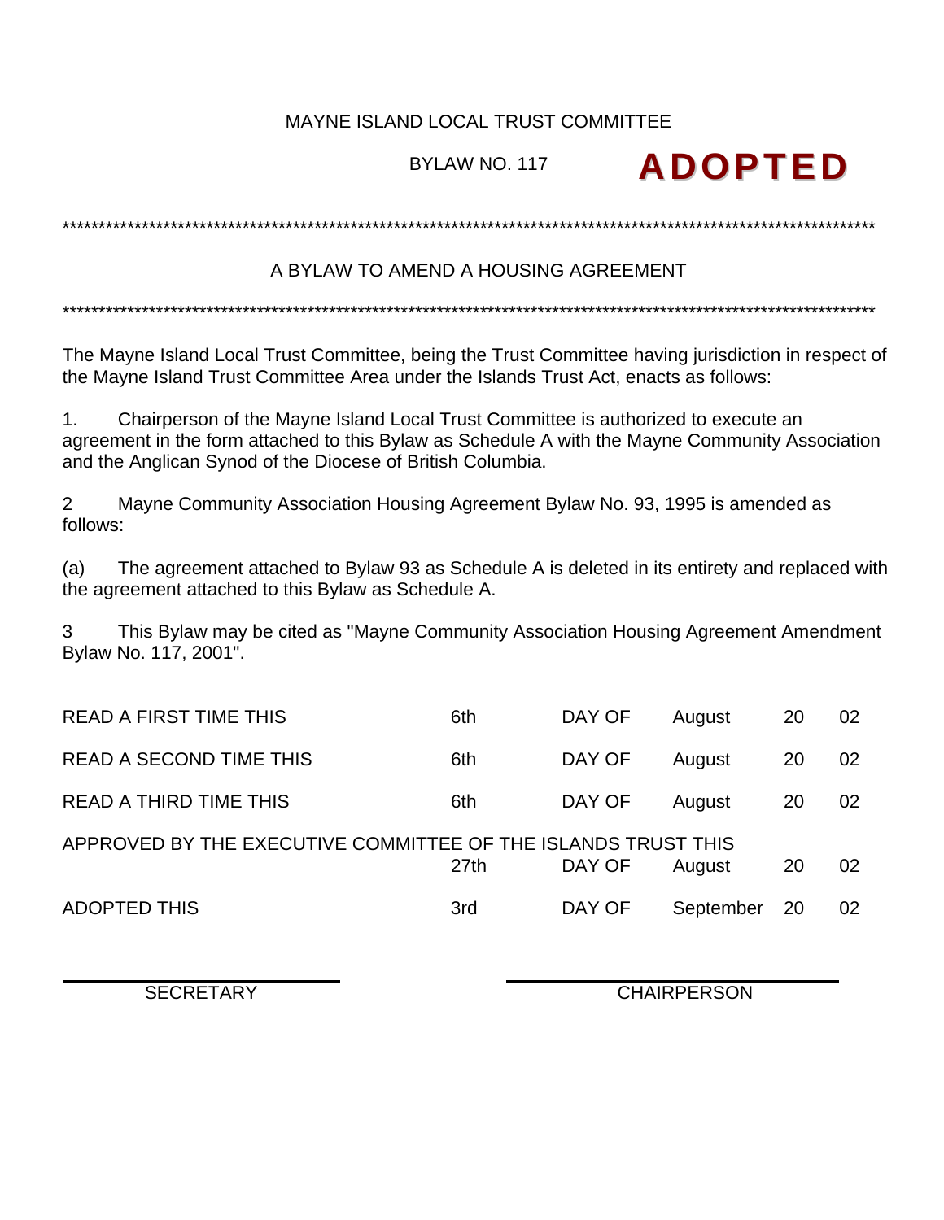MAYNE ISLAND LOCAL TRUST COMMITTEE

BYLAW NO. 117 **ADOPTED**

*************************************************************************************************************

## A BYLAW TO AMEND A HOUSING AGREEMENT

*************************************************************************************************************

The Mayne Island Local Trust Committee, being the Trust Committee having jurisdiction in respect of the Mayne Island Trust Committee Area under the Islands Trust Act, enacts as follows:

1. Chairperson of the Mayne Island Local Trust Committee is authorized to execute an agreement in the form attached to this Bylaw as Schedule A with the Mayne Community Association and the Anglican Synod of the Diocese of British Columbia.

2 Mayne Community Association Housing Agreement Bylaw No. 93, 1995 is amended as follows:

(a) The agreement attached to Bylaw 93 as Schedule A is deleted in its entirety and replaced with the agreement attached to this Bylaw as Schedule A.

3 This Bylaw may be cited as "Mayne Community Association Housing Agreement Amendment Bylaw No. 117, 2001".

| | | | | | |
|---|---|---|---|---|---|
| READ A FIRST TIME THIS | 6th | DAY OF | August | 20 | 02 |
| READ A SECOND TIME THIS | 6th | DAY OF | August | 20 | 02 |
| READ A THIRD TIME THIS | 6th | DAY OF | August | 20 | 02 |
| APPROVED BY THE EXECUTIVE COMMITTEE OF THE ISLANDS TRUST THIS | 27th | DAY OF | August | 20 | 02 |
| ADOPTED THIS | 3rd | DAY OF | September | 20 | 02 |

SECRETARY CHAIRPERSON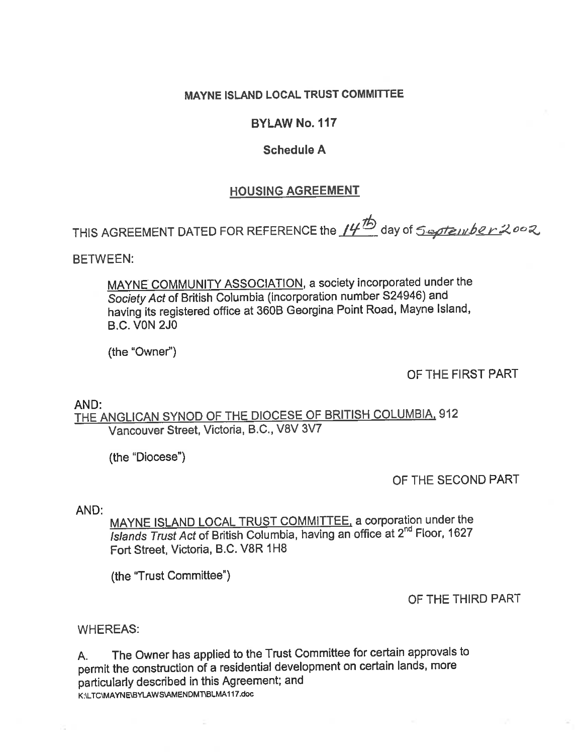**MAYNE ISLAND LOCAL TRUST COMMITTEE**

**BYLAW No. 117**

**Schedule A**

**<u>HOUSING AGREEMENT</u>**

THIS AGREEMENT DATED FOR REFERENCE the 14th day of September 2002

BETWEEN:

> <u>MAYNE COMMUNITY ASSOCIATION</u>, a society incorporated under the *Society Act* of British Columbia (incorporation number S24946) and having its registered office at 360B Georgina Point Road, Mayne Island, B.C. V0N 2J0
>
> (the "Owner")

OF THE FIRST PART

AND:

<u>THE ANGLICAN SYNOD OF THE DIOCESE OF BRITISH COLUMBIA</u>, 912 Vancouver Street, Victoria, B.C., V8V 3V7

> (the "Diocese")

OF THE SECOND PART

AND:

> <u>MAYNE ISLAND LOCAL TRUST COMMITTEE</u>, a corporation under the *Islands Trust Act* of British Columbia, having an office at 2nd Floor, 1627 Fort Street, Victoria, B.C. V8R 1H8
>
> (the "Trust Committee")

OF THE THIRD PART

WHEREAS:

A. The Owner has applied to the Trust Committee for certain approvals to permit the construction of a residential development on certain lands, more particularly described in this Agreement; and

K:\LTC\MAYNE\BYLAWS\AMENDMT\BLMA117.doc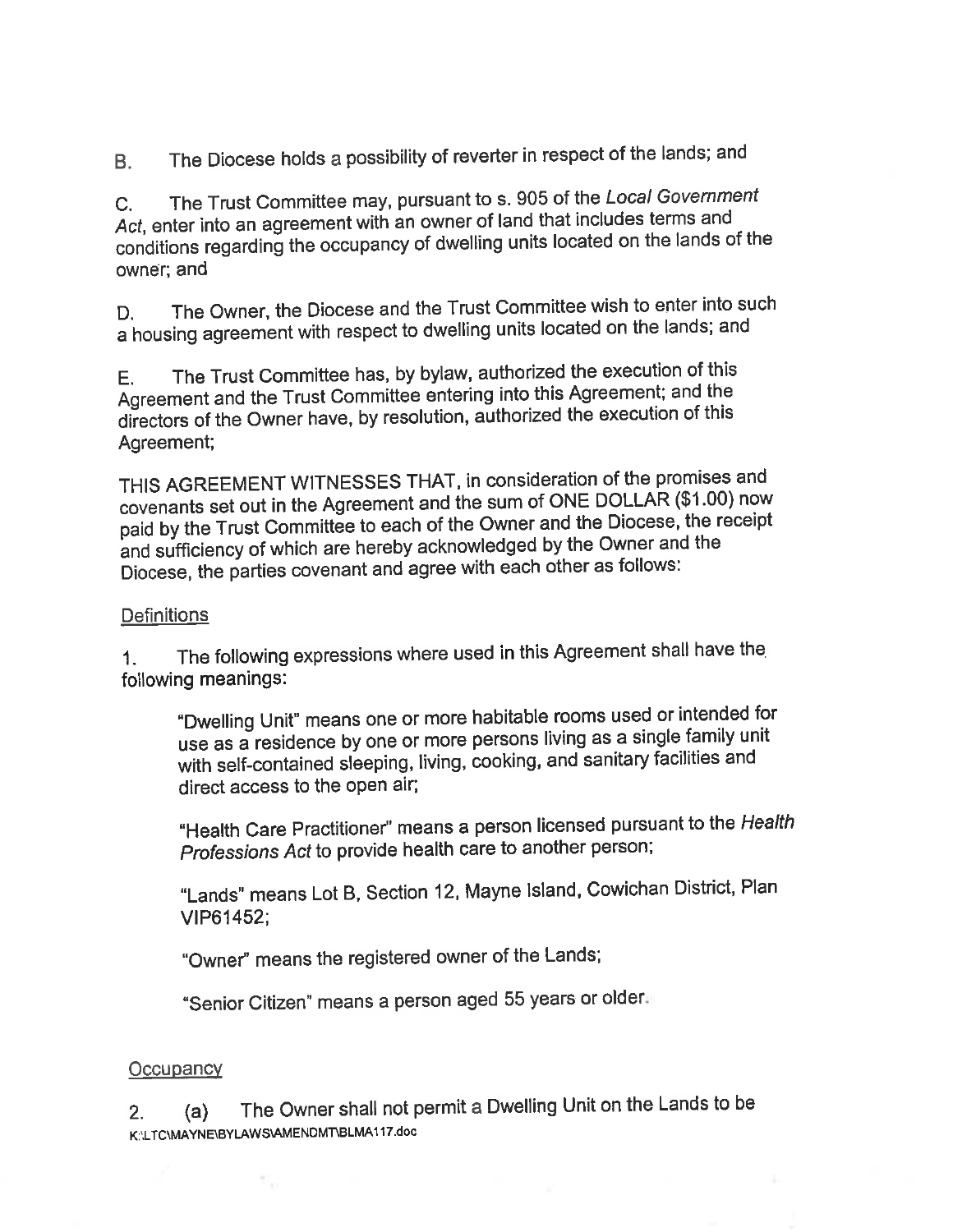B. The Diocese holds a possibility of reverter in respect of the lands; and

C. The Trust Committee may, pursuant to s. 905 of the *Local Government Act*, enter into an agreement with an owner of land that includes terms and conditions regarding the occupancy of dwelling units located on the lands of the owner; and

D. The Owner, the Diocese and the Trust Committee wish to enter into such a housing agreement with respect to dwelling units located on the lands; and

E. The Trust Committee has, by bylaw, authorized the execution of this Agreement and the Trust Committee entering into this Agreement; and the directors of the Owner have, by resolution, authorized the execution of this Agreement;

THIS AGREEMENT WITNESSES THAT, in consideration of the promises and covenants set out in the Agreement and the sum of ONE DOLLAR ($1.00) now paid by the Trust Committee to each of the Owner and the Diocese, the receipt and sufficiency of which are hereby acknowledged by the Owner and the Diocese, the parties covenant and agree with each other as follows:

Definitions

1. The following expressions where used in this Agreement shall have the following meanings:

   "Dwelling Unit" means one or more habitable rooms used or intended for use as a residence by one or more persons living as a single family unit with self-contained sleeping, living, cooking, and sanitary facilities and direct access to the open air;

   "Health Care Practitioner" means a person licensed pursuant to the *Health Professions Act* to provide health care to another person;

   "Lands" means Lot B, Section 12, Mayne Island, Cowichan District, Plan VIP61452;

   "Owner" means the registered owner of the Lands;

   "Senior Citizen" means a person aged 55 years or older.

Occupancy

2. (a) The Owner shall not permit a Dwelling Unit on the Lands to be

K:\LTC\MAYNE\BYLAWS\AMENDMT\BLMA117.doc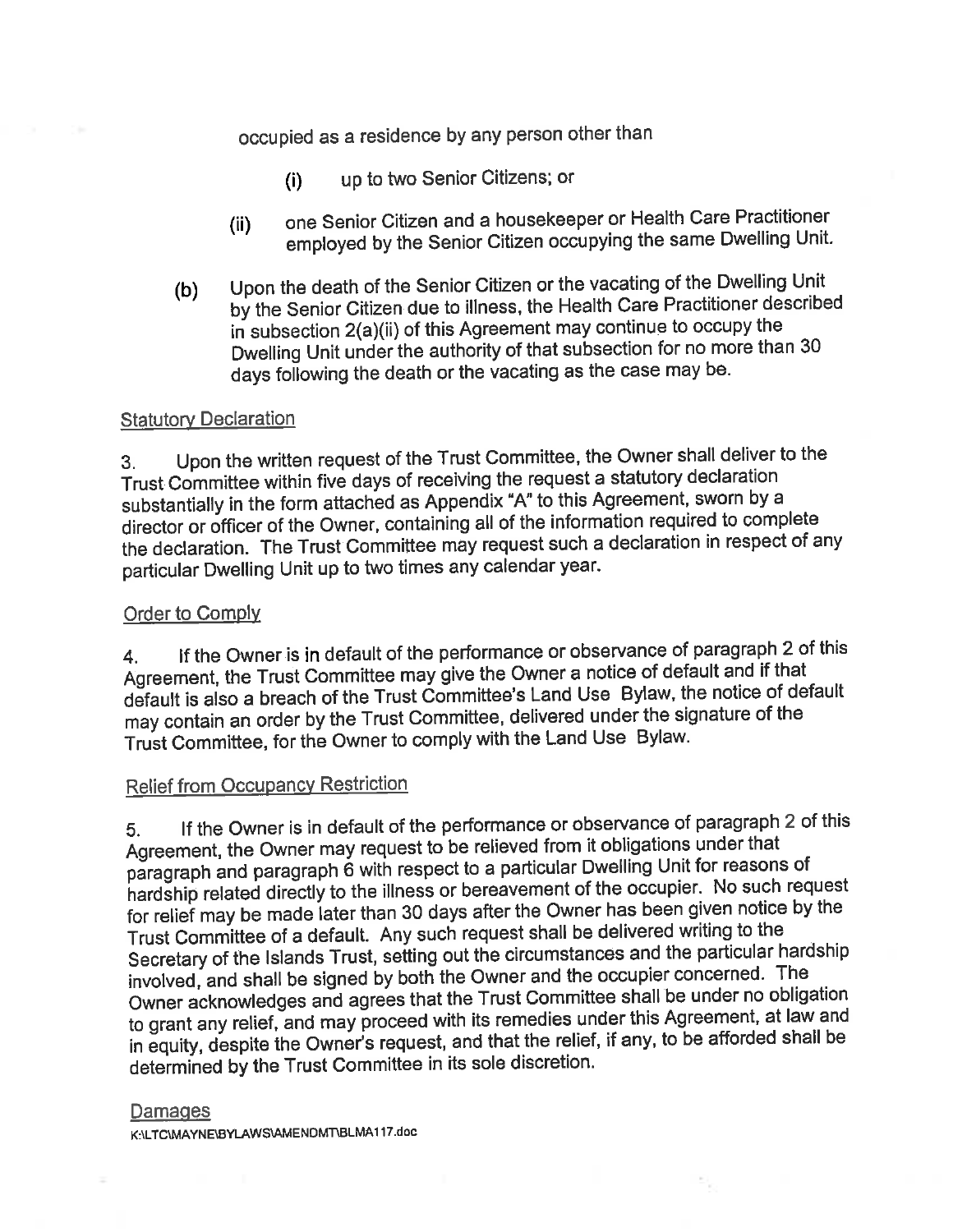occupied as a residence by any person other than

(i) up to two Senior Citizens; or

(ii) one Senior Citizen and a housekeeper or Health Care Practitioner employed by the Senior Citizen occupying the same Dwelling Unit.

(b) Upon the death of the Senior Citizen or the vacating of the Dwelling Unit by the Senior Citizen due to illness, the Health Care Practitioner described in subsection 2(a)(ii) of this Agreement may continue to occupy the Dwelling Unit under the authority of that subsection for no more than 30 days following the death or the vacating as the case may be.

Statutory Declaration

3. Upon the written request of the Trust Committee, the Owner shall deliver to the Trust Committee within five days of receiving the request a statutory declaration substantially in the form attached as Appendix "A" to this Agreement, sworn by a director or officer of the Owner, containing all of the information required to complete the declaration. The Trust Committee may request such a declaration in respect of any particular Dwelling Unit up to two times any calendar year.

Order to Comply

4. If the Owner is in default of the performance or observance of paragraph 2 of this Agreement, the Trust Committee may give the Owner a notice of default and if that default is also a breach of the Trust Committee's Land Use Bylaw, the notice of default may contain an order by the Trust Committee, delivered under the signature of the Trust Committee, for the Owner to comply with the Land Use Bylaw.

Relief from Occupancy Restriction

5. If the Owner is in default of the performance or observance of paragraph 2 of this Agreement, the Owner may request to be relieved from it obligations under that paragraph and paragraph 6 with respect to a particular Dwelling Unit for reasons of hardship related directly to the illness or bereavement of the occupier. No such request for relief may be made later than 30 days after the Owner has been given notice by the Trust Committee of a default. Any such request shall be delivered writing to the Secretary of the Islands Trust, setting out the circumstances and the particular hardship involved, and shall be signed by both the Owner and the occupier concerned. The Owner acknowledges and agrees that the Trust Committee shall be under no obligation to grant any relief, and may proceed with its remedies under this Agreement, at law and in equity, despite the Owner's request, and that the relief, if any, to be afforded shall be determined by the Trust Committee in its sole discretion.

Damages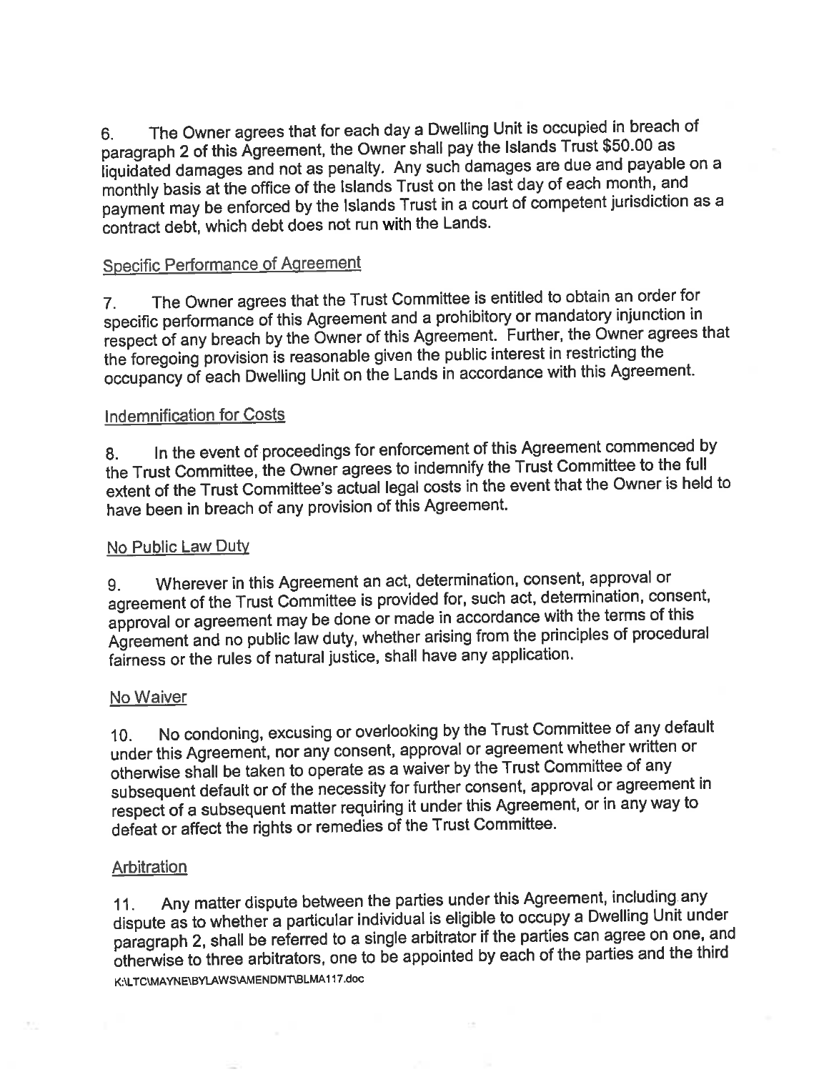6. The Owner agrees that for each day a Dwelling Unit is occupied in breach of paragraph 2 of this Agreement, the Owner shall pay the Islands Trust $50.00 as liquidated damages and not as penalty. Any such damages are due and payable on a monthly basis at the office of the Islands Trust on the last day of each month, and payment may be enforced by the Islands Trust in a court of competent jurisdiction as a contract debt, which debt does not run with the Lands.

Specific Performance of Agreement

7. The Owner agrees that the Trust Committee is entitled to obtain an order for specific performance of this Agreement and a prohibitory or mandatory injunction in respect of any breach by the Owner of this Agreement. Further, the Owner agrees that the foregoing provision is reasonable given the public interest in restricting the occupancy of each Dwelling Unit on the Lands in accordance with this Agreement.

Indemnification for Costs

8. In the event of proceedings for enforcement of this Agreement commenced by the Trust Committee, the Owner agrees to indemnify the Trust Committee to the full extent of the Trust Committee's actual legal costs in the event that the Owner is held to have been in breach of any provision of this Agreement.

No Public Law Duty

9. Wherever in this Agreement an act, determination, consent, approval or agreement of the Trust Committee is provided for, such act, determination, consent, approval or agreement may be done or made in accordance with the terms of this Agreement and no public law duty, whether arising from the principles of procedural fairness or the rules of natural justice, shall have any application.

No Waiver

10. No condoning, excusing or overlooking by the Trust Committee of any default under this Agreement, nor any consent, approval or agreement whether written or otherwise shall be taken to operate as a waiver by the Trust Committee of any subsequent default or of the necessity for further consent, approval or agreement in respect of a subsequent matter requiring it under this Agreement, or in any way to defeat or affect the rights or remedies of the Trust Committee.

Arbitration

11. Any matter dispute between the parties under this Agreement, including any dispute as to whether a particular individual is eligible to occupy a Dwelling Unit under paragraph 2, shall be referred to a single arbitrator if the parties can agree on one, and otherwise to three arbitrators, one to be appointed by each of the parties and the third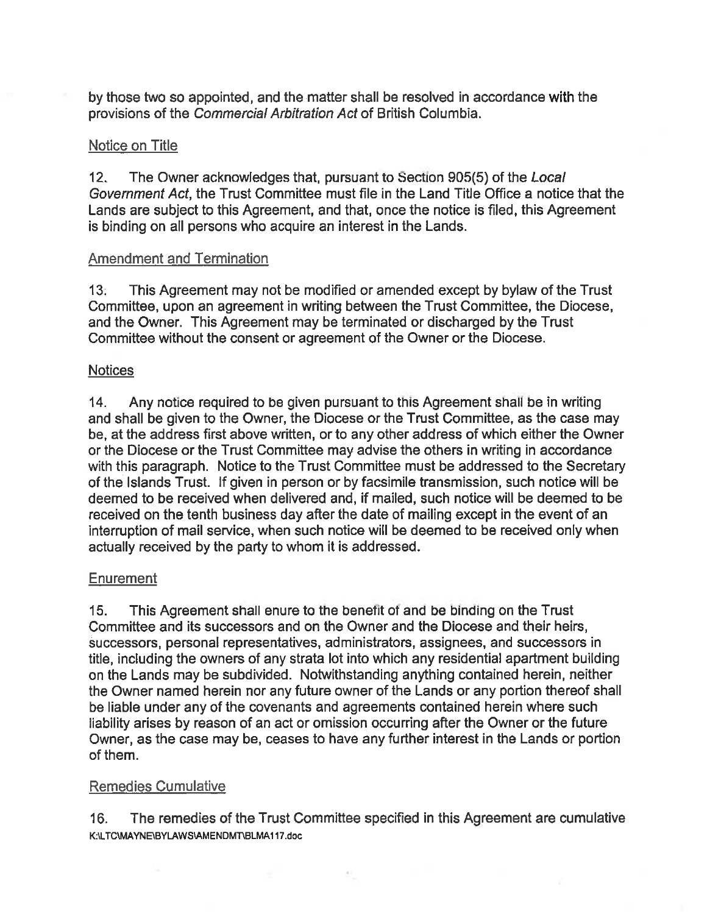by those two so appointed, and the matter shall be resolved in accordance with the provisions of the *Commercial Arbitration Act* of British Columbia.

Notice on Title

12. The Owner acknowledges that, pursuant to Section 905(5) of the *Local Government Act*, the Trust Committee must file in the Land Title Office a notice that the Lands are subject to this Agreement, and that, once the notice is filed, this Agreement is binding on all persons who acquire an interest in the Lands.

Amendment and Termination

13. This Agreement may not be modified or amended except by bylaw of the Trust Committee, upon an agreement in writing between the Trust Committee, the Diocese, and the Owner. This Agreement may be terminated or discharged by the Trust Committee without the consent or agreement of the Owner or the Diocese.

Notices

14. Any notice required to be given pursuant to this Agreement shall be in writing and shall be given to the Owner, the Diocese or the Trust Committee, as the case may be, at the address first above written, or to any other address of which either the Owner or the Diocese or the Trust Committee may advise the others in writing in accordance with this paragraph. Notice to the Trust Committee must be addressed to the Secretary of the Islands Trust. If given in person or by facsimile transmission, such notice will be deemed to be received when delivered and, if mailed, such notice will be deemed to be received on the tenth business day after the date of mailing except in the event of an interruption of mail service, when such notice will be deemed to be received only when actually received by the party to whom it is addressed.

Enurement

15. This Agreement shall enure to the benefit of and be binding on the Trust Committee and its successors and on the Owner and the Diocese and their heirs, successors, personal representatives, administrators, assignees, and successors in title, including the owners of any strata lot into which any residential apartment building on the Lands may be subdivided. Notwithstanding anything contained herein, neither the Owner named herein nor any future owner of the Lands or any portion thereof shall be liable under any of the covenants and agreements contained herein where such liability arises by reason of an act or omission occurring after the Owner or the future Owner, as the case may be, ceases to have any further interest in the Lands or portion of them.

Remedies Cumulative

16. The remedies of the Trust Committee specified in this Agreement are cumulative

K:\LTC\MAYNE\BYLAWS\AMENDMT\BLMA117.doc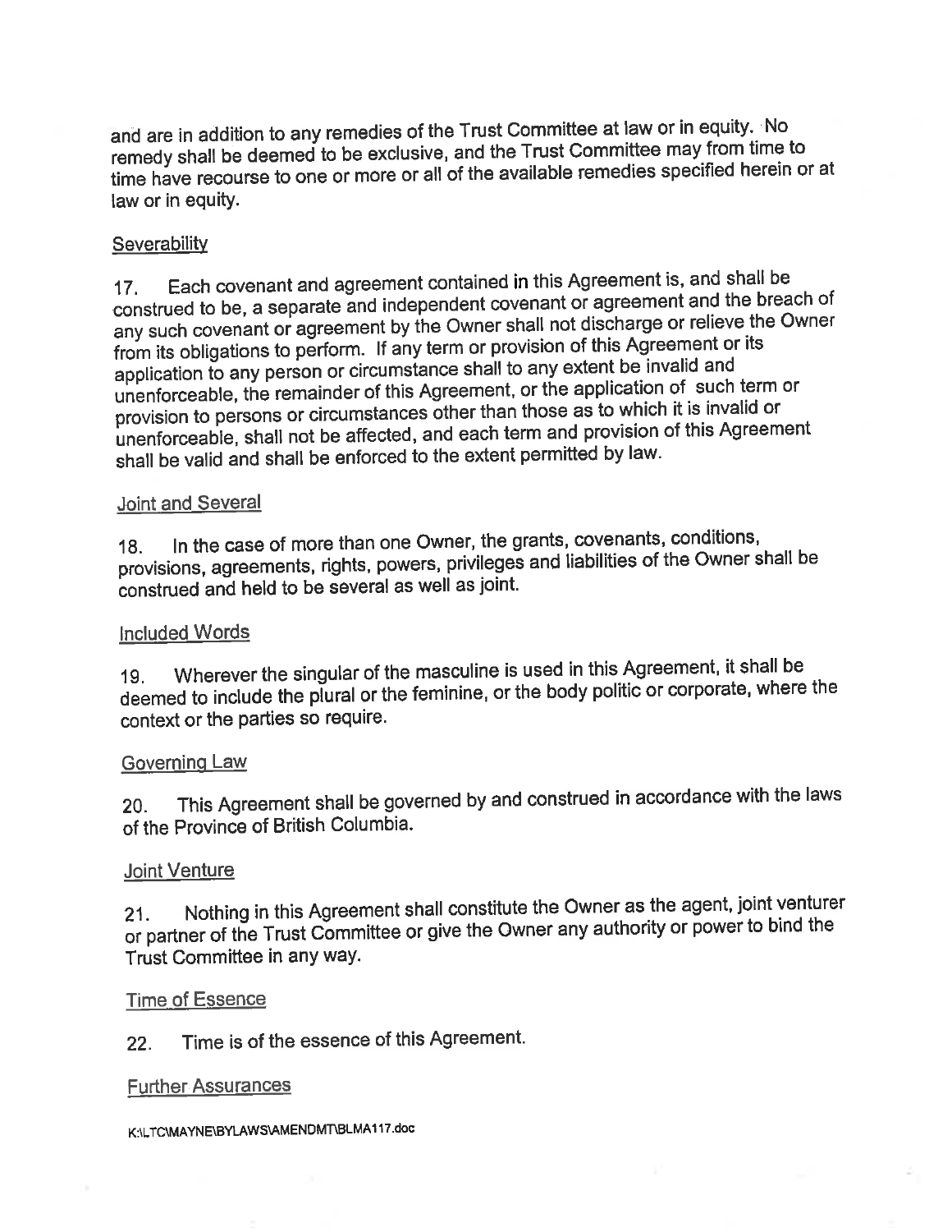and are in addition to any remedies of the Trust Committee at law or in equity. No remedy shall be deemed to be exclusive, and the Trust Committee may from time to time have recourse to one or more or all of the available remedies specified herein or at law or in equity.

Severability

17. Each covenant and agreement contained in this Agreement is, and shall be construed to be, a separate and independent covenant or agreement and the breach of any such covenant or agreement by the Owner shall not discharge or relieve the Owner from its obligations to perform. If any term or provision of this Agreement or its application to any person or circumstance shall to any extent be invalid and unenforceable, the remainder of this Agreement, or the application of such term or provision to persons or circumstances other than those as to which it is invalid or unenforceable, shall not be affected, and each term and provision of this Agreement shall be valid and shall be enforced to the extent permitted by law.

Joint and Several

18. In the case of more than one Owner, the grants, covenants, conditions, provisions, agreements, rights, powers, privileges and liabilities of the Owner shall be construed and held to be several as well as joint.

Included Words

19. Wherever the singular of the masculine is used in this Agreement, it shall be deemed to include the plural or the feminine, or the body politic or corporate, where the context or the parties so require.

Governing Law

20. This Agreement shall be governed by and construed in accordance with the laws of the Province of British Columbia.

Joint Venture

21. Nothing in this Agreement shall constitute the Owner as the agent, joint venturer or partner of the Trust Committee or give the Owner any authority or power to bind the Trust Committee in any way.

Time of Essence

22. Time is of the essence of this Agreement.

Further Assurances

K:\LTC\MAYNE\BYLAWS\AMENDMT\BLMA117.doc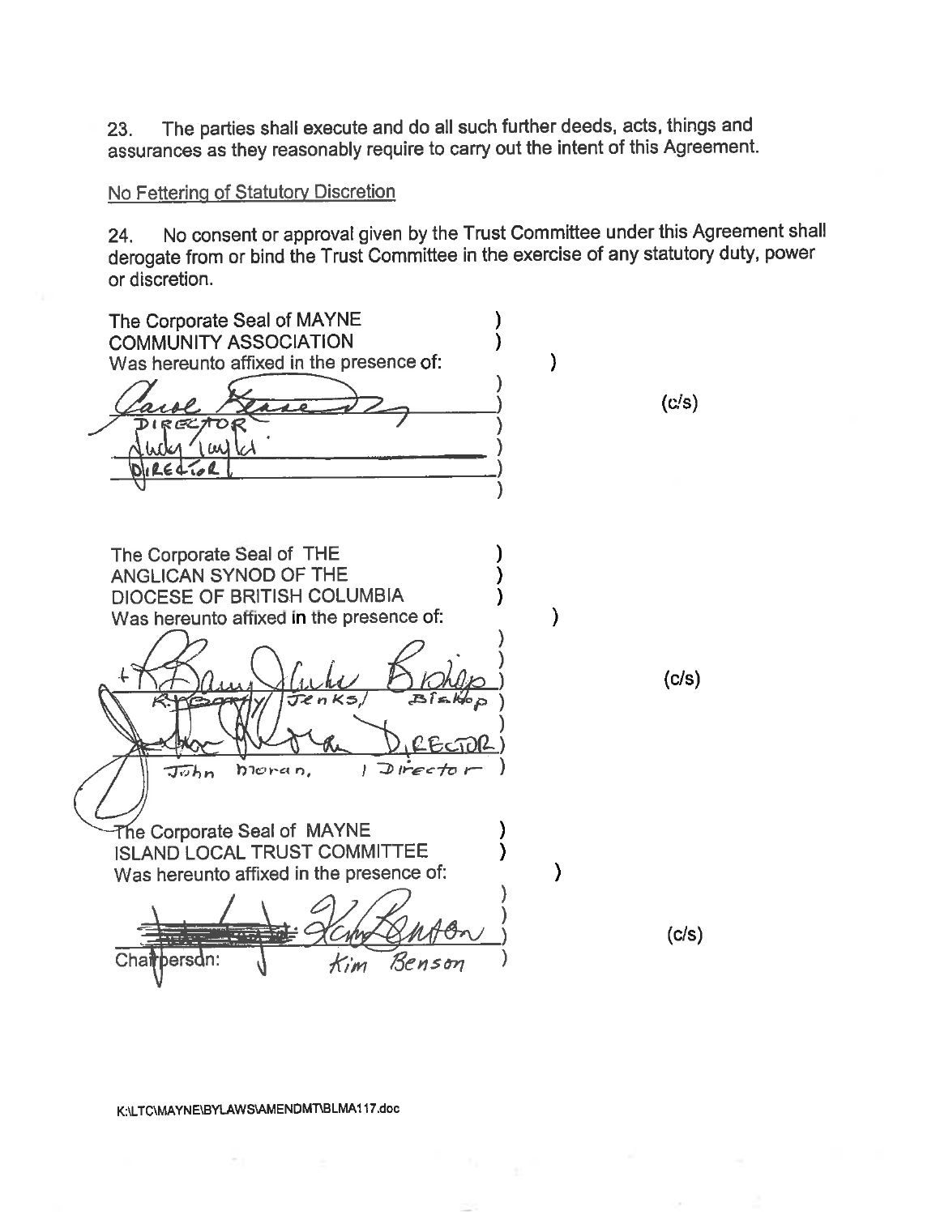23. The parties shall execute and do all such further deeds, acts, things and assurances as they reasonably require to carry out the intent of this Agreement.

No Fettering of Statutory Discretion

24. No consent or approval given by the Trust Committee under this Agreement shall derogate from or bind the Trust Committee in the exercise of any statutory duty, power or discretion.

The Corporate Seal of MAYNE COMMUNITY ASSOCIATION
Was hereunto affixed in the presence of: ) (c/s)

DIRECTOR

DIRECTOR

The Corporate Seal of THE ANGLICAN SYNOD OF THE DIOCESE OF BRITISH COLUMBIA
Was hereunto affixed in the presence of: ) (c/s)

R. Barry Jenks, Bishop

John Moran, Director

The Corporate Seal of MAYNE ISLAND LOCAL TRUST COMMITTEE
Was hereunto affixed in the presence of: ) (c/s)

Chairperson: Kim Benson

K:\LTC\MAYNE\BYLAWS\AMENDMT\BLMA117.doc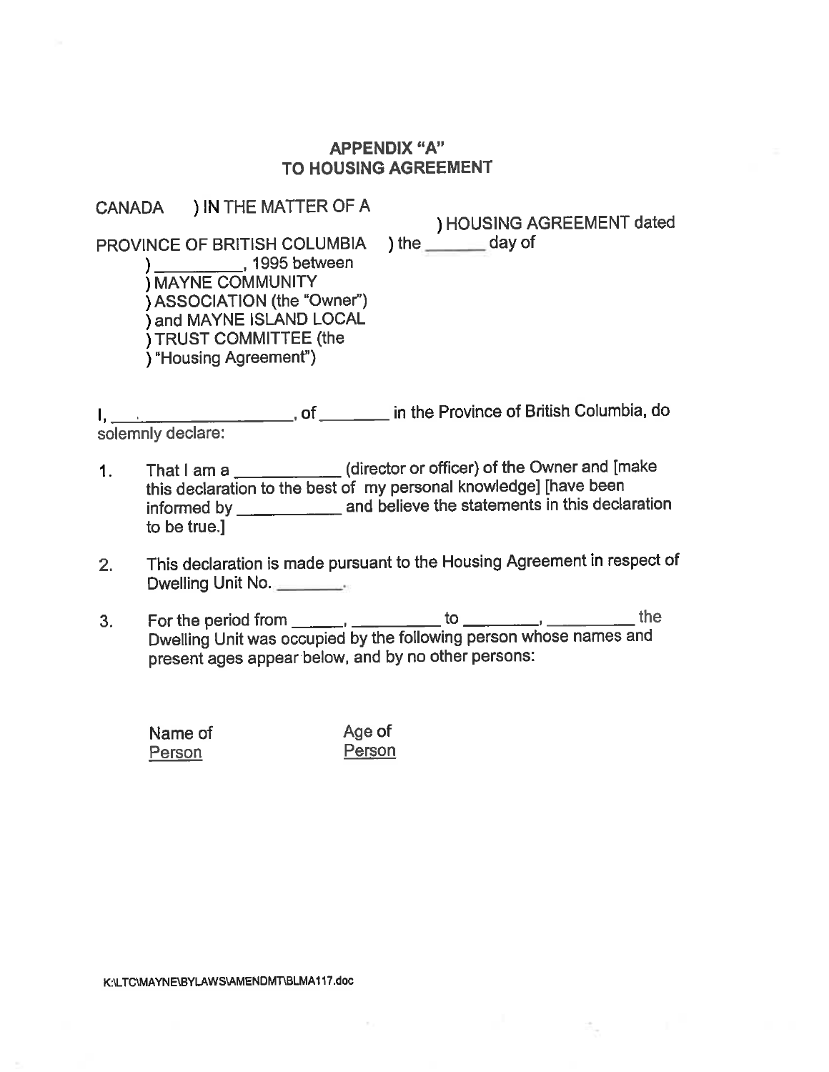## APPENDIX "A"
## TO HOUSING AGREEMENT

CANADA ) IN THE MATTER OF A
) HOUSING AGREEMENT dated
PROVINCE OF BRITISH COLUMBIA ) the ______ day of
) _________, 1995 between
) MAYNE COMMUNITY
) ASSOCIATION (the "Owner")
) and MAYNE ISLAND LOCAL
) TRUST COMMITTEE (the
) "Housing Agreement")

I, ____________________, of ________ in the Province of British Columbia, do solemnly declare:

1. That I am a ___________ (director or officer) of the Owner and [make this declaration to the best of my personal knowledge] [have been informed by ___________ and believe the statements in this declaration to be true.]

2. This declaration is made pursuant to the Housing Agreement in respect of Dwelling Unit No. ________.

3. For the period from ______, _________ to ________, _________ the Dwelling Unit was occupied by the following person whose names and present ages appear below, and by no other persons:

| Name of Person | Age of Person |
|---|---|

K:\LTC\MAYNE\BYLAWS\AMENDMT\BLMA117.doc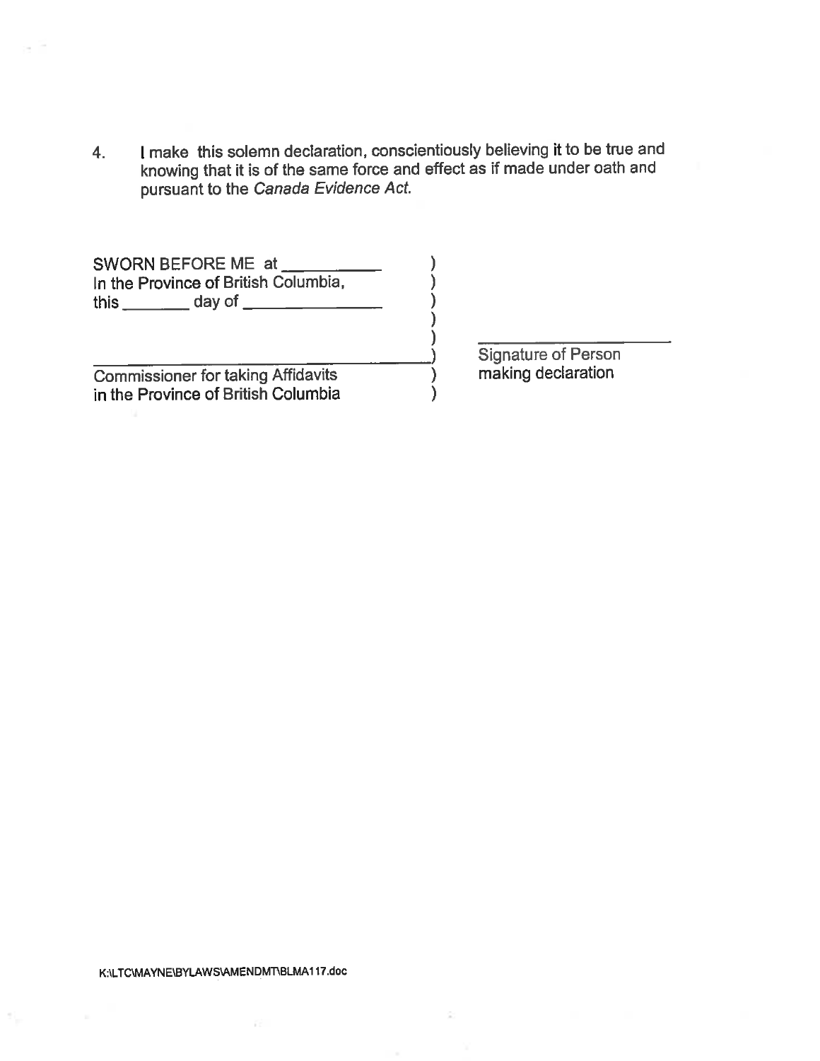4. I make this solemn declaration, conscientiously believing it to be true and knowing that it is of the same force and effect as if made under oath and pursuant to the *Canada Evidence Act.*

SWORN BEFORE ME at ___________ )
In the Province of British Columbia, )
this ________ day of _______________ )
)
)
_________________________________ ) _____________________
Commissioner for taking Affidavits ) Signature of Person
in the Province of British Columbia ) making declaration

K:\LTC\MAYNE\BYLAWS\AMENDMT\BLMA117.doc